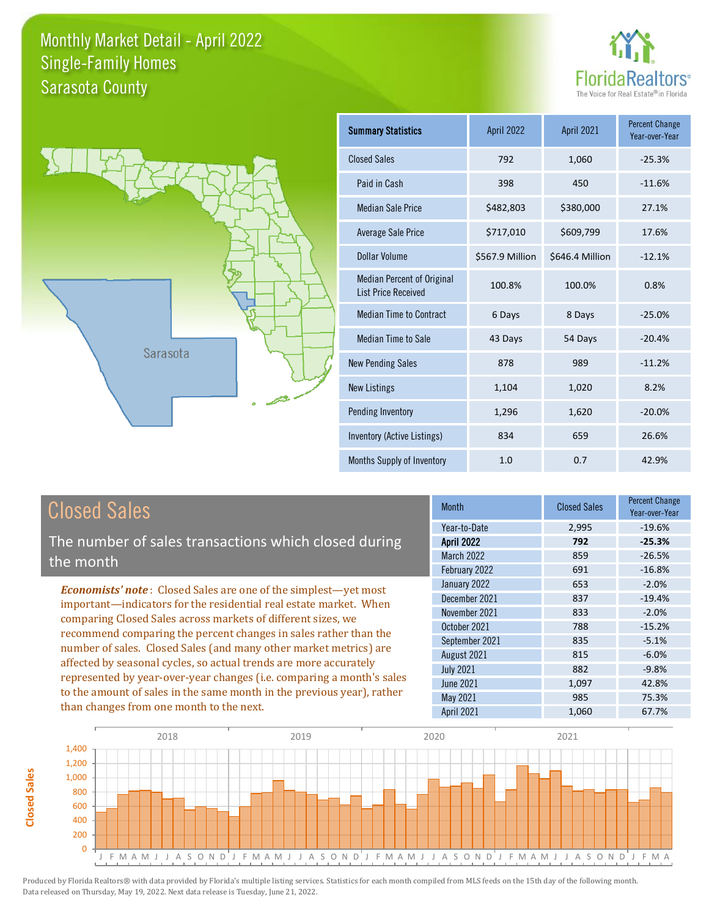# Monthly Market Detail - April 2022
## Single-Family Homes
## Sarasota County

FloridaRealtors® The Voice for Real Estate® in Florida

| Summary Statistics | April 2022 | April 2021 | Percent Change Year-over-Year |
|---|---|---|---|
| Closed Sales | 792 | 1,060 | -25.3% |
| Paid in Cash | 398 | 450 | -11.6% |
| Median Sale Price | $482,803 | $380,000 | 27.1% |
| Average Sale Price | $717,010 | $609,799 | 17.6% |
| Dollar Volume | $567.9 Million | $646.4 Million | -12.1% |
| Median Percent of Original List Price Received | 100.8% | 100.0% | 0.8% |
| Median Time to Contract | 6 Days | 8 Days | -25.0% |
| Median Time to Sale | 43 Days | 54 Days | -20.4% |
| New Pending Sales | 878 | 989 | -11.2% |
| New Listings | 1,104 | 1,020 | 8.2% |
| Pending Inventory | 1,296 | 1,620 | -20.0% |
| Inventory (Active Listings) | 834 | 659 | 26.6% |
| Months Supply of Inventory | 1.0 | 0.7 | 42.9% |

## Closed Sales

The number of sales transactions which closed during the month

***Economists' note***: Closed Sales are one of the simplest—yet most important—indicators for the residential real estate market. When comparing Closed Sales across markets of different sizes, we recommend comparing the percent changes in sales rather than the number of sales. Closed Sales (and many other market metrics) are affected by seasonal cycles, so actual trends are more accurately represented by year-over-year changes (i.e. comparing a month's sales to the amount of sales in the same month in the previous year), rather than changes from one month to the next.

| Month | Closed Sales | Percent Change Year-over-Year |
|---|---|---|
| Year-to-Date | 2,995 | -19.6% |
| **April 2022** | **792** | **-25.3%** |
| March 2022 | 859 | -26.5% |
| February 2022 | 691 | -16.8% |
| January 2022 | 653 | -2.0% |
| December 2021 | 837 | -19.4% |
| November 2021 | 833 | -2.0% |
| October 2021 | 788 | -15.2% |
| September 2021 | 835 | -5.1% |
| August 2021 | 815 | -6.0% |
| July 2021 | 882 | -9.8% |
| June 2021 | 1,097 | 42.8% |
| May 2021 | 985 | 75.3% |
| April 2021 | 1,060 | 67.7% |

Produced by Florida Realtors® with data provided by Florida's multiple listing services. Statistics for each month compiled from MLS feeds on the 15th day of the following month. Data released on Thursday, May 19, 2022. Next data release is Tuesday, June 21, 2022.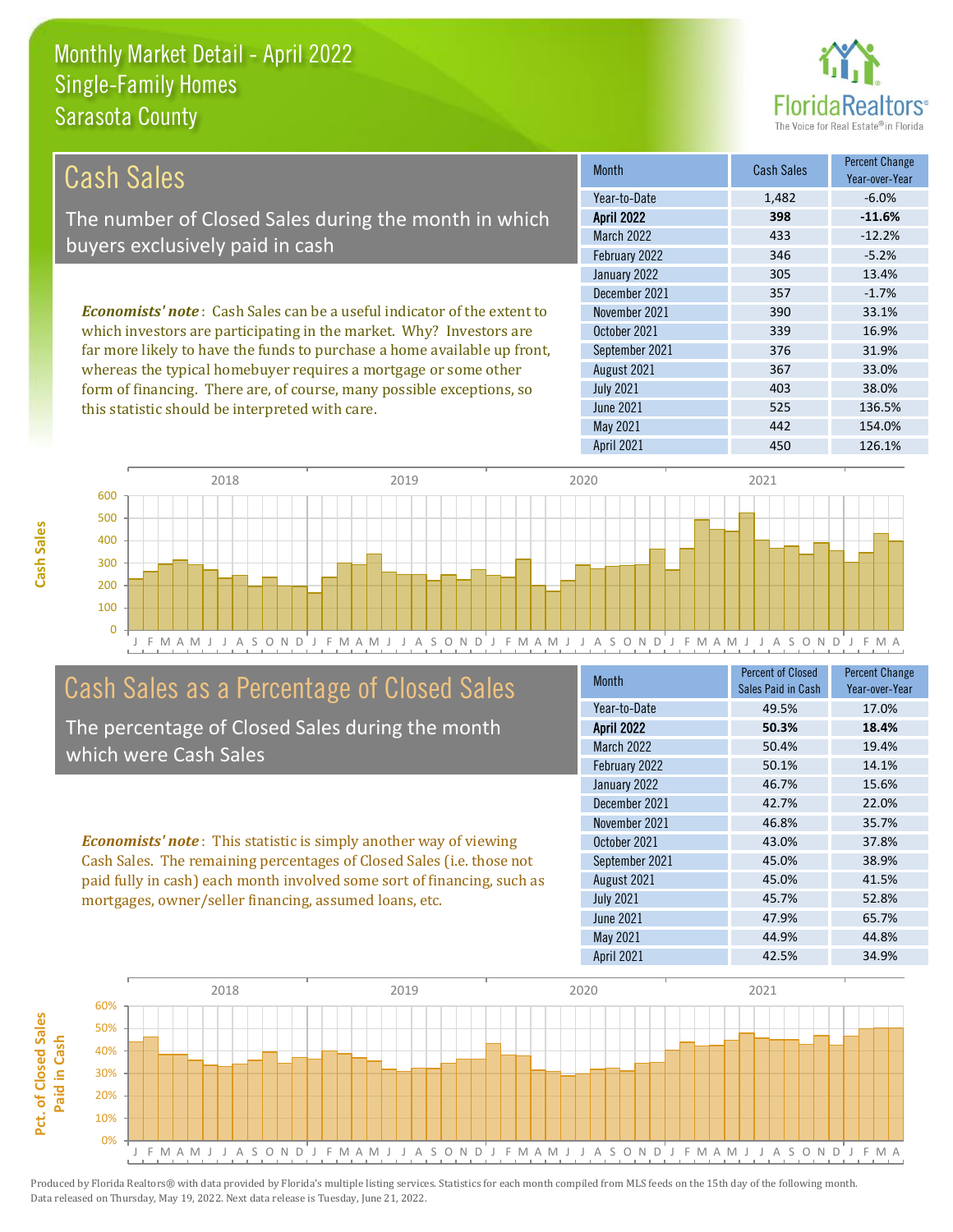# Monthly Market Detail - April 2022
## Single-Family Homes
## Sarasota County

## Cash Sales

The number of Closed Sales during the month in which buyers exclusively paid in cash

*Economists' note*: Cash Sales can be a useful indicator of the extent to which investors are participating in the market. Why? Investors are far more likely to have the funds to purchase a home available up front, whereas the typical homebuyer requires a mortgage or some other form of financing. There are, of course, many possible exceptions, so this statistic should be interpreted with care.

| Month | Cash Sales | Percent Change Year-over-Year |
|---|---|---|
| Year-to-Date | 1,482 | -6.0% |
| **April 2022** | **398** | **-11.6%** |
| March 2022 | 433 | -12.2% |
| February 2022 | 346 | -5.2% |
| January 2022 | 305 | 13.4% |
| December 2021 | 357 | -1.7% |
| November 2021 | 390 | 33.1% |
| October 2021 | 339 | 16.9% |
| September 2021 | 376 | 31.9% |
| August 2021 | 367 | 33.0% |
| July 2021 | 403 | 38.0% |
| June 2021 | 525 | 136.5% |
| May 2021 | 442 | 154.0% |
| April 2021 | 450 | 126.1% |

## Cash Sales as a Percentage of Closed Sales

The percentage of Closed Sales during the month which were Cash Sales

*Economists' note*: This statistic is simply another way of viewing Cash Sales. The remaining percentages of Closed Sales (i.e. those not paid fully in cash) each month involved some sort of financing, such as mortgages, owner/seller financing, assumed loans, etc.

| Month | Percent of Closed Sales Paid in Cash | Percent Change Year-over-Year |
|---|---|---|
| Year-to-Date | 49.5% | 17.0% |
| **April 2022** | **50.3%** | **18.4%** |
| March 2022 | 50.4% | 19.4% |
| February 2022 | 50.1% | 14.1% |
| January 2022 | 46.7% | 15.6% |
| December 2021 | 42.7% | 22.0% |
| November 2021 | 46.8% | 35.7% |
| October 2021 | 43.0% | 37.8% |
| September 2021 | 45.0% | 38.9% |
| August 2021 | 45.0% | 41.5% |
| July 2021 | 45.7% | 52.8% |
| June 2021 | 47.9% | 65.7% |
| May 2021 | 44.9% | 44.8% |
| April 2021 | 42.5% | 34.9% |

Produced by Florida Realtors® with data provided by Florida's multiple listing services. Statistics for each month compiled from MLS feeds on the 15th day of the following month. Data released on Thursday, May 19, 2022. Next data release is Tuesday, June 21, 2022.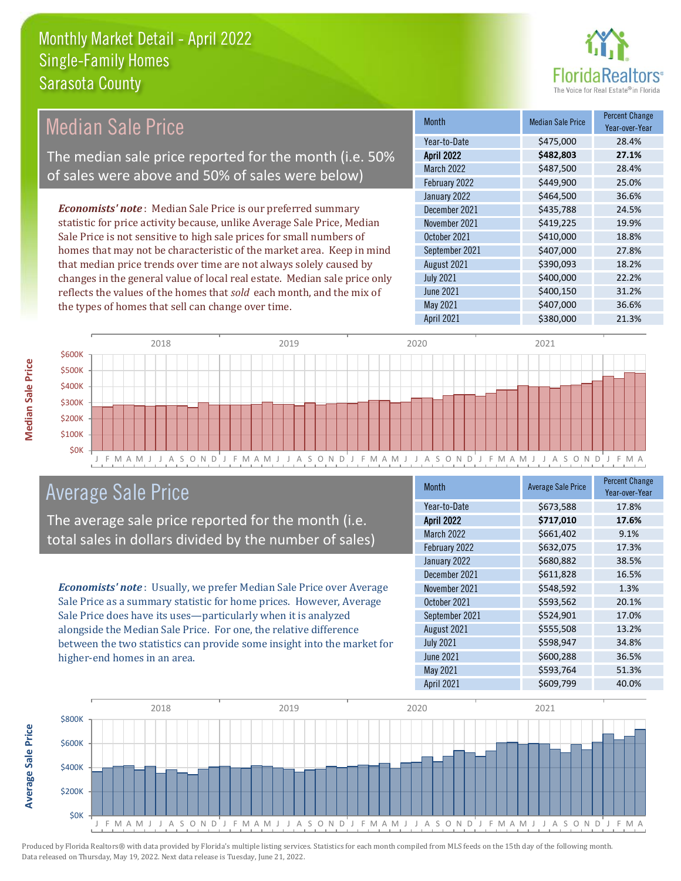# Monthly Market Detail - April 2022
## Single-Family Homes
## Sarasota County

## Median Sale Price

The median sale price reported for the month (i.e. 50% of sales were above and 50% of sales were below)

*Economists' note*: Median Sale Price is our preferred summary statistic for price activity because, unlike Average Sale Price, Median Sale Price is not sensitive to high sale prices for small numbers of homes that may not be characteristic of the market area. Keep in mind that median price trends over time are not always solely caused by changes in the general value of local real estate. Median sale price only reflects the values of the homes that *sold* each month, and the mix of the types of homes that sell can change over time.

| Month | Median Sale Price | Percent Change Year-over-Year |
|---|---|---|
| Year-to-Date | $475,000 | 28.4% |
| **April 2022** | **$482,803** | **27.1%** |
| March 2022 | $487,500 | 28.4% |
| February 2022 | $449,900 | 25.0% |
| January 2022 | $464,500 | 36.6% |
| December 2021 | $435,788 | 24.5% |
| November 2021 | $419,225 | 19.9% |
| October 2021 | $410,000 | 18.8% |
| September 2021 | $407,000 | 27.8% |
| August 2021 | $390,093 | 18.2% |
| July 2021 | $400,000 | 22.2% |
| June 2021 | $400,150 | 31.2% |
| May 2021 | $407,000 | 36.6% |
| April 2021 | $380,000 | 21.3% |

## Average Sale Price

The average sale price reported for the month (i.e. total sales in dollars divided by the number of sales)

*Economists' note*: Usually, we prefer Median Sale Price over Average Sale Price as a summary statistic for home prices. However, Average Sale Price does have its uses—particularly when it is analyzed alongside the Median Sale Price. For one, the relative difference between the two statistics can provide some insight into the market for higher-end homes in an area.

| Month | Average Sale Price | Percent Change Year-over-Year |
|---|---|---|
| Year-to-Date | $673,588 | 17.8% |
| **April 2022** | **$717,010** | **17.6%** |
| March 2022 | $661,402 | 9.1% |
| February 2022 | $632,075 | 17.3% |
| January 2022 | $680,882 | 38.5% |
| December 2021 | $611,828 | 16.5% |
| November 2021 | $548,592 | 1.3% |
| October 2021 | $593,562 | 20.1% |
| September 2021 | $524,901 | 17.0% |
| August 2021 | $555,508 | 13.2% |
| July 2021 | $598,947 | 34.8% |
| June 2021 | $600,288 | 36.5% |
| May 2021 | $593,764 | 51.3% |
| April 2021 | $609,799 | 40.0% |

Produced by Florida Realtors® with data provided by Florida's multiple listing services. Statistics for each month compiled from MLS feeds on the 15th day of the following month. Data released on Thursday, May 19, 2022. Next data release is Tuesday, June 21, 2022.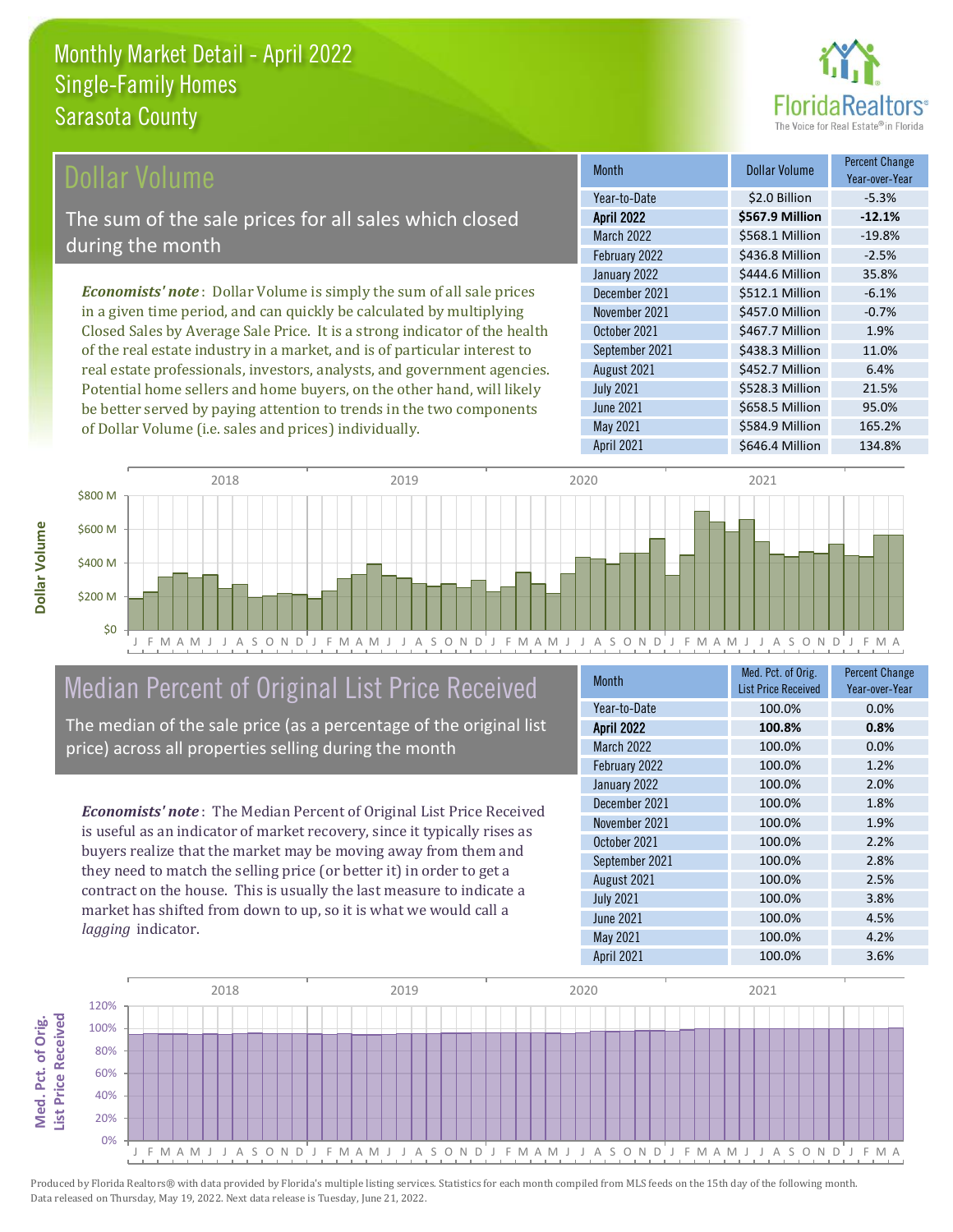# Monthly Market Detail - April 2022
## Single-Family Homes
## Sarasota County

## Dollar Volume

The sum of the sale prices for all sales which closed during the month

*Economists' note*: Dollar Volume is simply the sum of all sale prices in a given time period, and can quickly be calculated by multiplying Closed Sales by Average Sale Price. It is a strong indicator of the health of the real estate industry in a market, and is of particular interest to real estate professionals, investors, analysts, and government agencies. Potential home sellers and home buyers, on the other hand, will likely be better served by paying attention to trends in the two components of Dollar Volume (i.e. sales and prices) individually.

| Month | Dollar Volume | Percent Change Year-over-Year |
|---|---|---|
| Year-to-Date | $2.0 Billion | -5.3% |
| **April 2022** | **$567.9 Million** | **-12.1%** |
| March 2022 | $568.1 Million | -19.8% |
| February 2022 | $436.8 Million | -2.5% |
| January 2022 | $444.6 Million | 35.8% |
| December 2021 | $512.1 Million | -6.1% |
| November 2021 | $457.0 Million | -0.7% |
| October 2021 | $467.7 Million | 1.9% |
| September 2021 | $438.3 Million | 11.0% |
| August 2021 | $452.7 Million | 6.4% |
| July 2021 | $528.3 Million | 21.5% |
| June 2021 | $658.5 Million | 95.0% |
| May 2021 | $584.9 Million | 165.2% |
| April 2021 | $646.4 Million | 134.8% |

## Median Percent of Original List Price Received

The median of the sale price (as a percentage of the original list price) across all properties selling during the month

*Economists' note*: The Median Percent of Original List Price Received is useful as an indicator of market recovery, since it typically rises as buyers realize that the market may be moving away from them and they need to match the selling price (or better it) in order to get a contract on the house. This is usually the last measure to indicate a market has shifted from down to up, so it is what we would call a *lagging* indicator.

| Month | Med. Pct. of Orig. List Price Received | Percent Change Year-over-Year |
|---|---|---|
| Year-to-Date | 100.0% | 0.0% |
| **April 2022** | **100.8%** | **0.8%** |
| March 2022 | 100.0% | 0.0% |
| February 2022 | 100.0% | 1.2% |
| January 2022 | 100.0% | 2.0% |
| December 2021 | 100.0% | 1.8% |
| November 2021 | 100.0% | 1.9% |
| October 2021 | 100.0% | 2.2% |
| September 2021 | 100.0% | 2.8% |
| August 2021 | 100.0% | 2.5% |
| July 2021 | 100.0% | 3.8% |
| June 2021 | 100.0% | 4.5% |
| May 2021 | 100.0% | 4.2% |
| April 2021 | 100.0% | 3.6% |

Produced by Florida Realtors® with data provided by Florida's multiple listing services. Statistics for each month compiled from MLS feeds on the 15th day of the following month. Data released on Thursday, May 19, 2022. Next data release is Tuesday, June 21, 2022.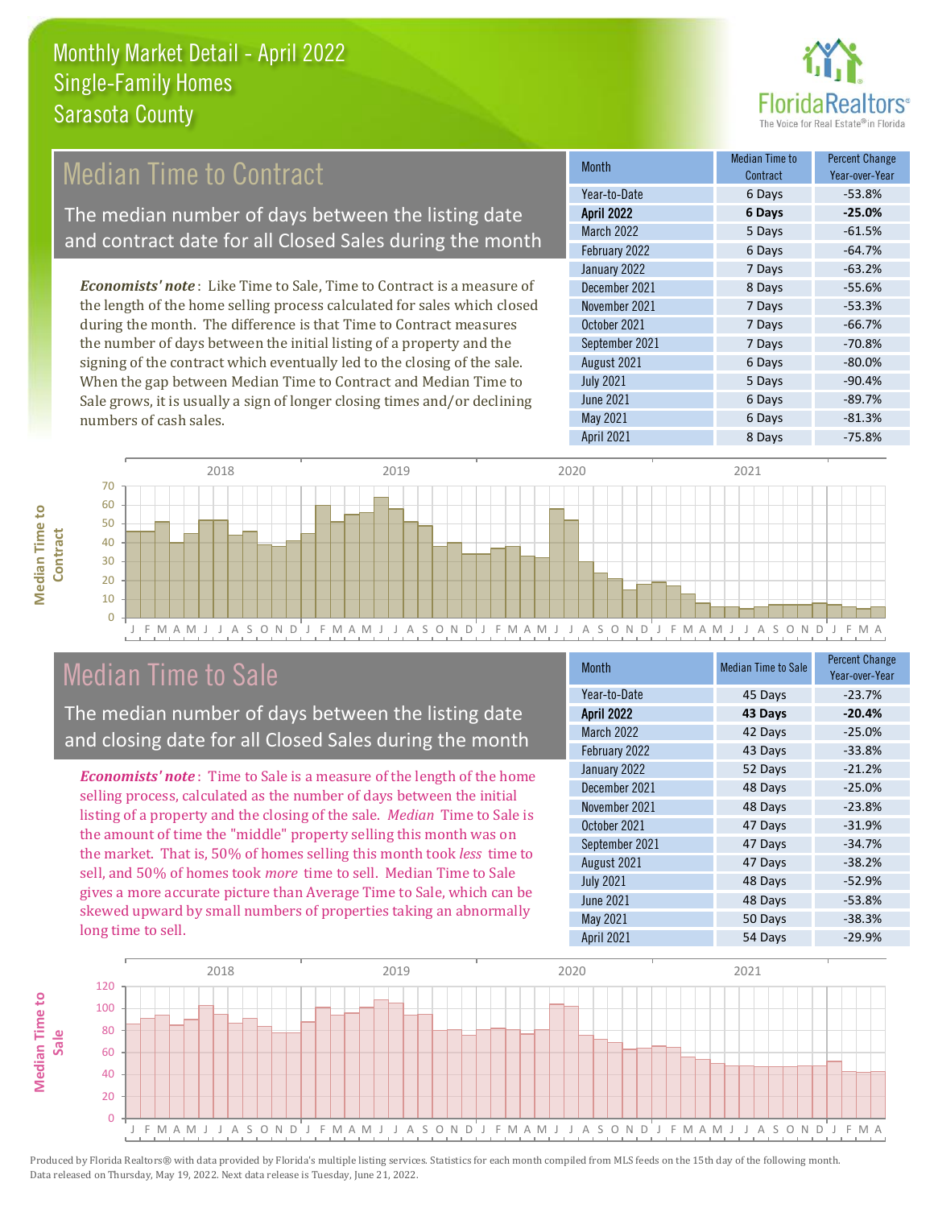# Monthly Market Detail - April 2022
## Single-Family Homes
## Sarasota County

## Median Time to Contract

The median number of days between the listing date and contract date for all Closed Sales during the month

*Economists' note*: Like Time to Sale, Time to Contract is a measure of the length of the home selling process calculated for sales which closed during the month. The difference is that Time to Contract measures the number of days between the initial listing of a property and the signing of the contract which eventually led to the closing of the sale. When the gap between Median Time to Contract and Median Time to Sale grows, it is usually a sign of longer closing times and/or declining numbers of cash sales.

| Month | Median Time to Contract | Percent Change Year-over-Year |
|---|---|---|
| Year-to-Date | 6 Days | -53.8% |
| **April 2022** | **6 Days** | **-25.0%** |
| March 2022 | 5 Days | -61.5% |
| February 2022 | 6 Days | -64.7% |
| January 2022 | 7 Days | -63.2% |
| December 2021 | 8 Days | -55.6% |
| November 2021 | 7 Days | -53.3% |
| October 2021 | 7 Days | -66.7% |
| September 2021 | 7 Days | -70.8% |
| August 2021 | 6 Days | -80.0% |
| July 2021 | 5 Days | -90.4% |
| June 2021 | 6 Days | -89.7% |
| May 2021 | 6 Days | -81.3% |
| April 2021 | 8 Days | -75.8% |

## Median Time to Sale

The median number of days between the listing date and closing date for all Closed Sales during the month

*Economists' note*: Time to Sale is a measure of the length of the home selling process, calculated as the number of days between the initial listing of a property and the closing of the sale. *Median* Time to Sale is the amount of time the "middle" property selling this month was on the market. That is, 50% of homes selling this month took *less* time to sell, and 50% of homes took *more* time to sell. Median Time to Sale gives a more accurate picture than Average Time to Sale, which can be skewed upward by small numbers of properties taking an abnormally long time to sell.

| Month | Median Time to Sale | Percent Change Year-over-Year |
|---|---|---|
| Year-to-Date | 45 Days | -23.7% |
| **April 2022** | **43 Days** | **-20.4%** |
| March 2022 | 42 Days | -25.0% |
| February 2022 | 43 Days | -33.8% |
| January 2022 | 52 Days | -21.2% |
| December 2021 | 48 Days | -25.0% |
| November 2021 | 48 Days | -23.8% |
| October 2021 | 47 Days | -31.9% |
| September 2021 | 47 Days | -34.7% |
| August 2021 | 47 Days | -38.2% |
| July 2021 | 48 Days | -52.9% |
| June 2021 | 48 Days | -53.8% |
| May 2021 | 50 Days | -38.3% |
| April 2021 | 54 Days | -29.9% |

Produced by Florida Realtors® with data provided by Florida's multiple listing services. Statistics for each month compiled from MLS feeds on the 15th day of the following month. Data released on Thursday, May 19, 2022. Next data release is Tuesday, June 21, 2022.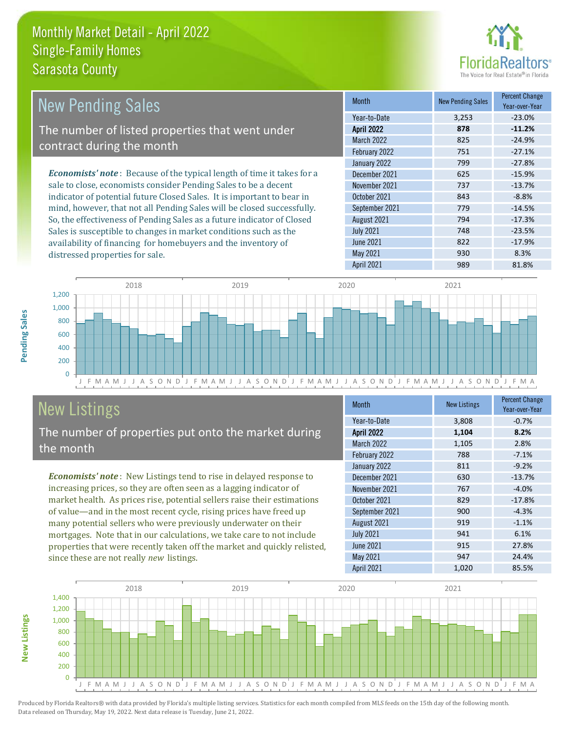# Monthly Market Detail - April 2022
## Single-Family Homes
## Sarasota County

## New Pending Sales

The number of listed properties that went under contract during the month

*Economists' note*: Because of the typical length of time it takes for a sale to close, economists consider Pending Sales to be a decent indicator of potential future Closed Sales. It is important to bear in mind, however, that not all Pending Sales will be closed successfully. So, the effectiveness of Pending Sales as a future indicator of Closed Sales is susceptible to changes in market conditions such as the availability of financing for homebuyers and the inventory of distressed properties for sale.

| Month | New Pending Sales | Percent Change Year-over-Year |
|---|---|---|
| Year-to-Date | 3,253 | -23.0% |
| **April 2022** | **878** | **-11.2%** |
| March 2022 | 825 | -24.9% |
| February 2022 | 751 | -27.1% |
| January 2022 | 799 | -27.8% |
| December 2021 | 625 | -15.9% |
| November 2021 | 737 | -13.7% |
| October 2021 | 843 | -8.8% |
| September 2021 | 779 | -14.5% |
| August 2021 | 794 | -17.3% |
| July 2021 | 748 | -23.5% |
| June 2021 | 822 | -17.9% |
| May 2021 | 930 | 8.3% |
| April 2021 | 989 | 81.8% |

## New Listings

The number of properties put onto the market during the month

*Economists' note*: New Listings tend to rise in delayed response to increasing prices, so they are often seen as a lagging indicator of market health. As prices rise, potential sellers raise their estimations of value—and in the most recent cycle, rising prices have freed up many potential sellers who were previously underwater on their mortgages. Note that in our calculations, we take care to not include properties that were recently taken off the market and quickly relisted, since these are not really *new* listings.

| Month | New Listings | Percent Change Year-over-Year |
|---|---|---|
| Year-to-Date | 3,808 | -0.7% |
| **April 2022** | **1,104** | **8.2%** |
| March 2022 | 1,105 | 2.8% |
| February 2022 | 788 | -7.1% |
| January 2022 | 811 | -9.2% |
| December 2021 | 630 | -13.7% |
| November 2021 | 767 | -4.0% |
| October 2021 | 829 | -17.8% |
| September 2021 | 900 | -4.3% |
| August 2021 | 919 | -1.1% |
| July 2021 | 941 | 6.1% |
| June 2021 | 915 | 27.8% |
| May 2021 | 947 | 24.4% |
| April 2021 | 1,020 | 85.5% |

Produced by Florida Realtors® with data provided by Florida's multiple listing services. Statistics for each month compiled from MLS feeds on the 15th day of the following month. Data released on Thursday, May 19, 2022. Next data release is Tuesday, June 21, 2022.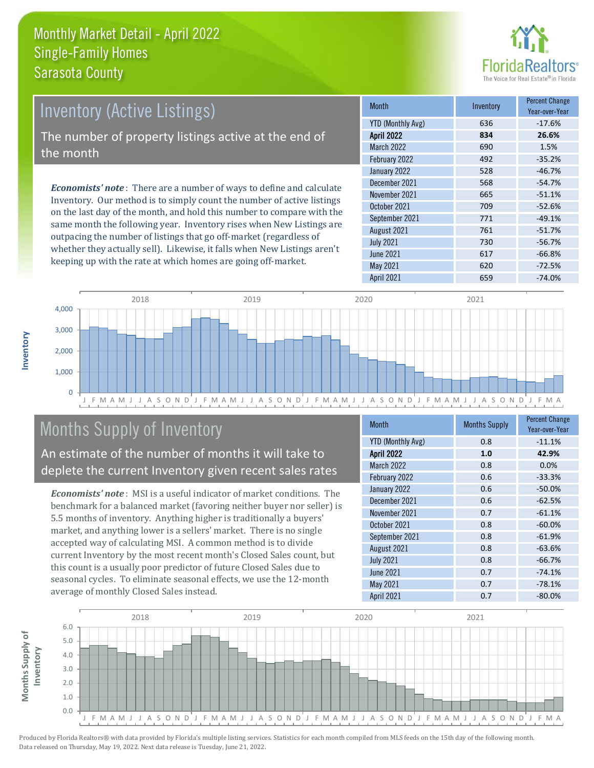# Monthly Market Detail - April 2022
## Single-Family Homes
## Sarasota County

## Inventory (Active Listings)

The number of property listings active at the end of the month

*Economists' note*: There are a number of ways to define and calculate Inventory. Our method is to simply count the number of active listings on the last day of the month, and hold this number to compare with the same month the following year. Inventory rises when New Listings are outpacing the number of listings that go off-market (regardless of whether they actually sell). Likewise, it falls when New Listings aren't keeping up with the rate at which homes are going off-market.

| Month | Inventory | Percent Change Year-over-Year |
|---|---|---|
| YTD (Monthly Avg) | 636 | -17.6% |
| **April 2022** | **834** | **26.6%** |
| March 2022 | 690 | 1.5% |
| February 2022 | 492 | -35.2% |
| January 2022 | 528 | -46.7% |
| December 2021 | 568 | -54.7% |
| November 2021 | 665 | -51.1% |
| October 2021 | 709 | -52.6% |
| September 2021 | 771 | -49.1% |
| August 2021 | 761 | -51.7% |
| July 2021 | 730 | -56.7% |
| June 2021 | 617 | -66.8% |
| May 2021 | 620 | -72.5% |
| April 2021 | 659 | -74.0% |

## Months Supply of Inventory

An estimate of the number of months it will take to deplete the current Inventory given recent sales rates

*Economists' note*: MSI is a useful indicator of market conditions. The benchmark for a balanced market (favoring neither buyer nor seller) is 5.5 months of inventory. Anything higher is traditionally a buyers' market, and anything lower is a sellers' market. There is no single accepted way of calculating MSI. A common method is to divide current Inventory by the most recent month's Closed Sales count, but this count is a usually poor predictor of future Closed Sales due to seasonal cycles. To eliminate seasonal effects, we use the 12-month average of monthly Closed Sales instead.

| Month | Months Supply | Percent Change Year-over-Year |
|---|---|---|
| YTD (Monthly Avg) | 0.8 | -11.1% |
| **April 2022** | **1.0** | **42.9%** |
| March 2022 | 0.8 | 0.0% |
| February 2022 | 0.6 | -33.3% |
| January 2022 | 0.6 | -50.0% |
| December 2021 | 0.6 | -62.5% |
| November 2021 | 0.7 | -61.1% |
| October 2021 | 0.8 | -60.0% |
| September 2021 | 0.8 | -61.9% |
| August 2021 | 0.8 | -63.6% |
| July 2021 | 0.8 | -66.7% |
| June 2021 | 0.7 | -74.1% |
| May 2021 | 0.7 | -78.1% |
| April 2021 | 0.7 | -80.0% |

Produced by Florida Realtors® with data provided by Florida's multiple listing services. Statistics for each month compiled from MLS feeds on the 15th day of the following month. Data released on Thursday, May 19, 2022. Next data release is Tuesday, June 21, 2022.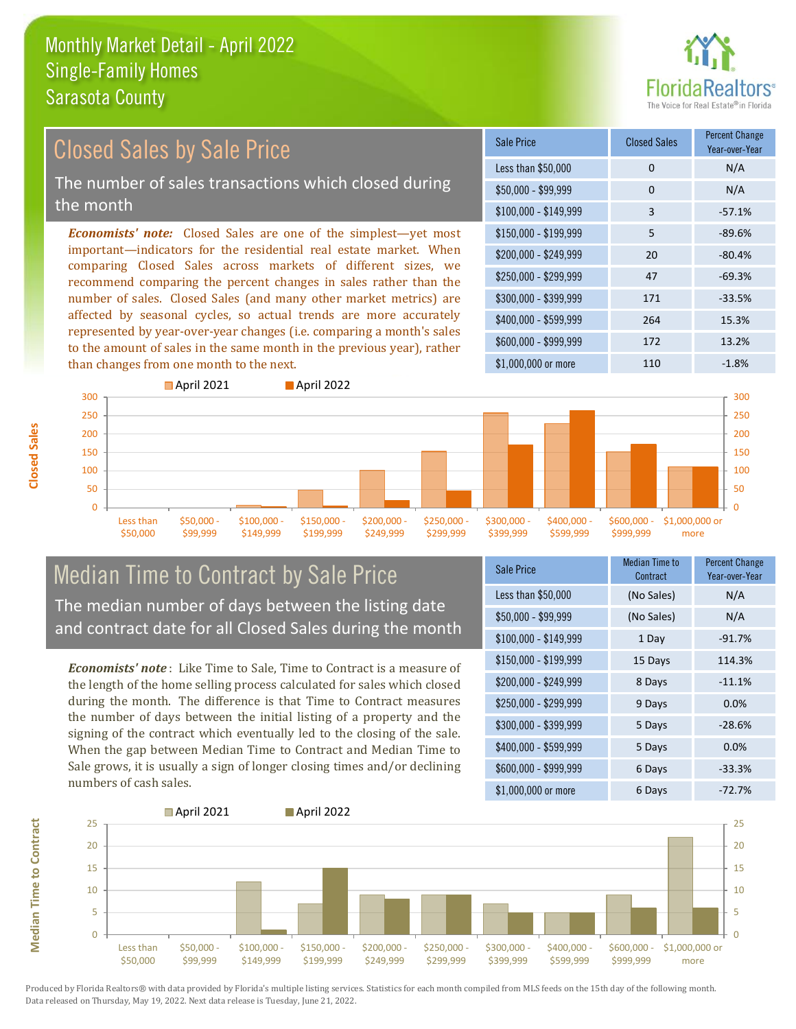# Monthly Market Detail - April 2022
## Single-Family Homes
## Sarasota County

## Closed Sales by Sale Price

The number of sales transactions which closed during the month

***Economists' note:*** Closed Sales are one of the simplest—yet most important—indicators for the residential real estate market. When comparing Closed Sales across markets of different sizes, we recommend comparing the percent changes in sales rather than the number of sales. Closed Sales (and many other market metrics) are affected by seasonal cycles, so actual trends are more accurately represented by year-over-year changes (i.e. comparing a month's sales to the amount of sales in the same month in the previous year), rather than changes from one month to the next.

| Sale Price | Closed Sales | Percent Change Year-over-Year |
|---|---|---|
| Less than $50,000 | 0 | N/A |
| $50,000 - $99,999 | 0 | N/A |
| $100,000 - $149,999 | 3 | -57.1% |
| $150,000 - $199,999 | 5 | -89.6% |
| $200,000 - $249,999 | 20 | -80.4% |
| $250,000 - $299,999 | 47 | -69.3% |
| $300,000 - $399,999 | 171 | -33.5% |
| $400,000 - $599,999 | 264 | 15.3% |
| $600,000 - $999,999 | 172 | 13.2% |
| $1,000,000 or more | 110 | -1.8% |

## Median Time to Contract by Sale Price

The median number of days between the listing date and contract date for all Closed Sales during the month

***Economists' note*** : Like Time to Sale, Time to Contract is a measure of the length of the home selling process calculated for sales which closed during the month. The difference is that Time to Contract measures the number of days between the initial listing of a property and the signing of the contract which eventually led to the closing of the sale. When the gap between Median Time to Contract and Median Time to Sale grows, it is usually a sign of longer closing times and/or declining numbers of cash sales.

| Sale Price | Median Time to Contract | Percent Change Year-over-Year |
|---|---|---|
| Less than $50,000 | (No Sales) | N/A |
| $50,000 - $99,999 | (No Sales) | N/A |
| $100,000 - $149,999 | 1 Day | -91.7% |
| $150,000 - $199,999 | 15 Days | 114.3% |
| $200,000 - $249,999 | 8 Days | -11.1% |
| $250,000 - $299,999 | 9 Days | 0.0% |
| $300,000 - $399,999 | 5 Days | -28.6% |
| $400,000 - $599,999 | 5 Days | 0.0% |
| $600,000 - $999,999 | 6 Days | -33.3% |
| $1,000,000 or more | 6 Days | -72.7% |

Produced by Florida Realtors® with data provided by Florida's multiple listing services. Statistics for each month compiled from MLS feeds on the 15th day of the following month. Data released on Thursday, May 19, 2022. Next data release is Tuesday, June 21, 2022.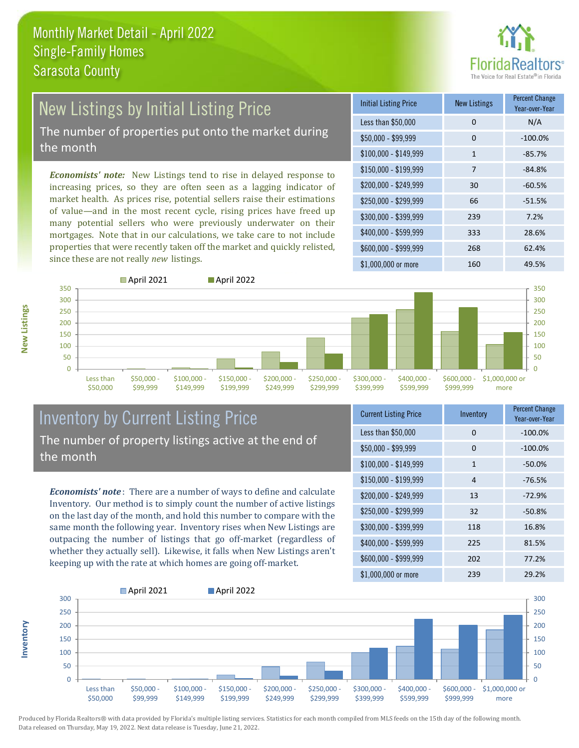# Monthly Market Detail - April 2022
## Single-Family Homes
## Sarasota County

## New Listings by Initial Listing Price

The number of properties put onto the market during the month

*Economists' note:* New Listings tend to rise in delayed response to increasing prices, so they are often seen as a lagging indicator of market health. As prices rise, potential sellers raise their estimations of value—and in the most recent cycle, rising prices have freed up many potential sellers who were previously underwater on their mortgages. Note that in our calculations, we take care to not include properties that were recently taken off the market and quickly relisted, since these are not really *new* listings.

| Initial Listing Price | New Listings | Percent Change Year-over-Year |
|---|---|---|
| Less than $50,000 | 0 | N/A |
| $50,000 - $99,999 | 0 | -100.0% |
| $100,000 - $149,999 | 1 | -85.7% |
| $150,000 - $199,999 | 7 | -84.8% |
| $200,000 - $249,999 | 30 | -60.5% |
| $250,000 - $299,999 | 66 | -51.5% |
| $300,000 - $399,999 | 239 | 7.2% |
| $400,000 - $599,999 | 333 | 28.6% |
| $600,000 - $999,999 | 268 | 62.4% |
| $1,000,000 or more | 160 | 49.5% |

## Inventory by Current Listing Price

The number of property listings active at the end of the month

*Economists' note*: There are a number of ways to define and calculate Inventory. Our method is to simply count the number of active listings on the last day of the month, and hold this number to compare with the same month the following year. Inventory rises when New Listings are outpacing the number of listings that go off-market (regardless of whether they actually sell). Likewise, it falls when New Listings aren't keeping up with the rate at which homes are going off-market.

| Current Listing Price | Inventory | Percent Change Year-over-Year |
|---|---|---|
| Less than $50,000 | 0 | -100.0% |
| $50,000 - $99,999 | 0 | -100.0% |
| $100,000 - $149,999 | 1 | -50.0% |
| $150,000 - $199,999 | 4 | -76.5% |
| $200,000 - $249,999 | 13 | -72.9% |
| $250,000 - $299,999 | 32 | -50.8% |
| $300,000 - $399,999 | 118 | 16.8% |
| $400,000 - $599,999 | 225 | 81.5% |
| $600,000 - $999,999 | 202 | 77.2% |
| $1,000,000 or more | 239 | 29.2% |

Produced by Florida Realtors® with data provided by Florida's multiple listing services. Statistics for each month compiled from MLS feeds on the 15th day of the following month. Data released on Thursday, May 19, 2022. Next data release is Tuesday, June 21, 2022.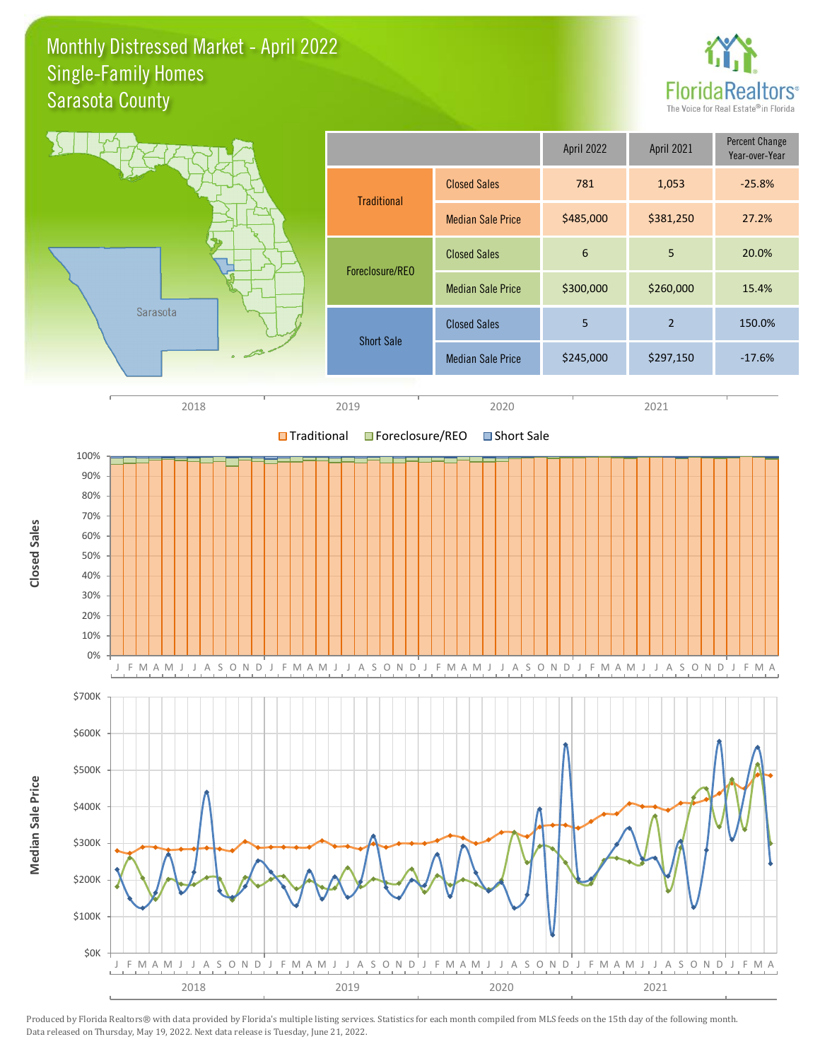# Monthly Distressed Market - April 2022
## Single-Family Homes
## Sarasota County

FloridaRealtors®
The Voice for Real Estate® in Florida

Sarasota

| | | April 2022 | April 2021 | Percent Change Year-over-Year |
|---|---|---|---|---|
| Traditional | Closed Sales | 781 | 1,053 | -25.8% |
| | Median Sale Price | $485,000 | $381,250 | 27.2% |
| Foreclosure/REO | Closed Sales | 6 | 5 | 20.0% |
| | Median Sale Price | $300,000 | $260,000 | 15.4% |
| Short Sale | Closed Sales | 5 | 2 | 150.0% |
| | Median Sale Price | $245,000 | $297,150 | -17.6% |

2018 2019 2020 2021

Traditional Foreclosure/REO Short Sale

Closed Sales

100% 90% 80% 70% 60% 50% 40% 30% 20% 10% 0%

J F M A M J J A S O N D J F M A M J J A S O N D J F M A M J J A S O N D J F M A M J J A S O N D J F M A

Median Sale Price

$700K $600K $500K $400K $300K $200K $100K $0K

J F M A M J J A S O N D J F M A M J J A S O N D J F M A M J J A S O N D J F M A M J J A S O N D J F M A

2018 2019 2020 2021

Produced by Florida Realtors® with data provided by Florida's multiple listing services. Statistics for each month compiled from MLS feeds on the 15th day of the following month. Data released on Thursday, May 19, 2022. Next data release is Tuesday, June 21, 2022.